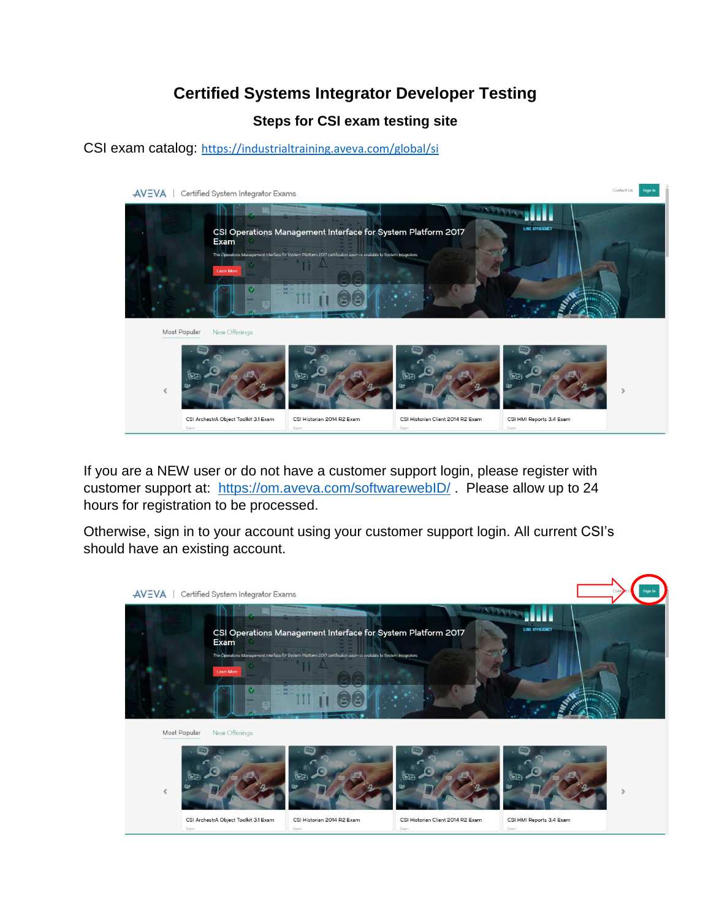# Certified Systems Integrator Developer Testing

## Steps for CSI exam testing site

CSI exam catalog: https://industrialtraining.aveva.com/global/si

If you are a NEW user or do not have a customer support login, please register with customer support at: https://om.aveva.com/softwarewebID/ . Please allow up to 24 hours for registration to be processed.

Otherwise, sign in to your account using your customer support login. All current CSI's should have an existing account.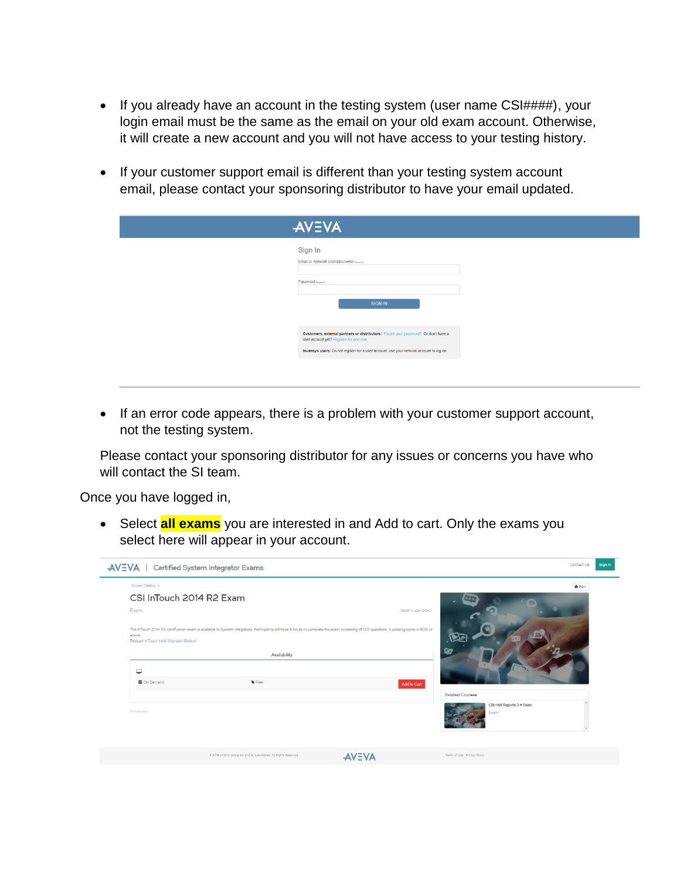- If you already have an account in the testing system (user name CSI####), your login email must be the same as the email on your old exam account. Otherwise, it will create a new account and you will not have access to your testing history.

- If your customer support email is different than your testing system account email, please contact your sponsoring distributor to have your email updated.

- If an error code appears, there is a problem with your customer support account, not the testing system.

Please contact your sponsoring distributor for any issues or concerns you have who will contact the SI team.

Once you have logged in,

- Select **all exams** you are interested in and Add to cart. Only the exams you select here will appear in your account.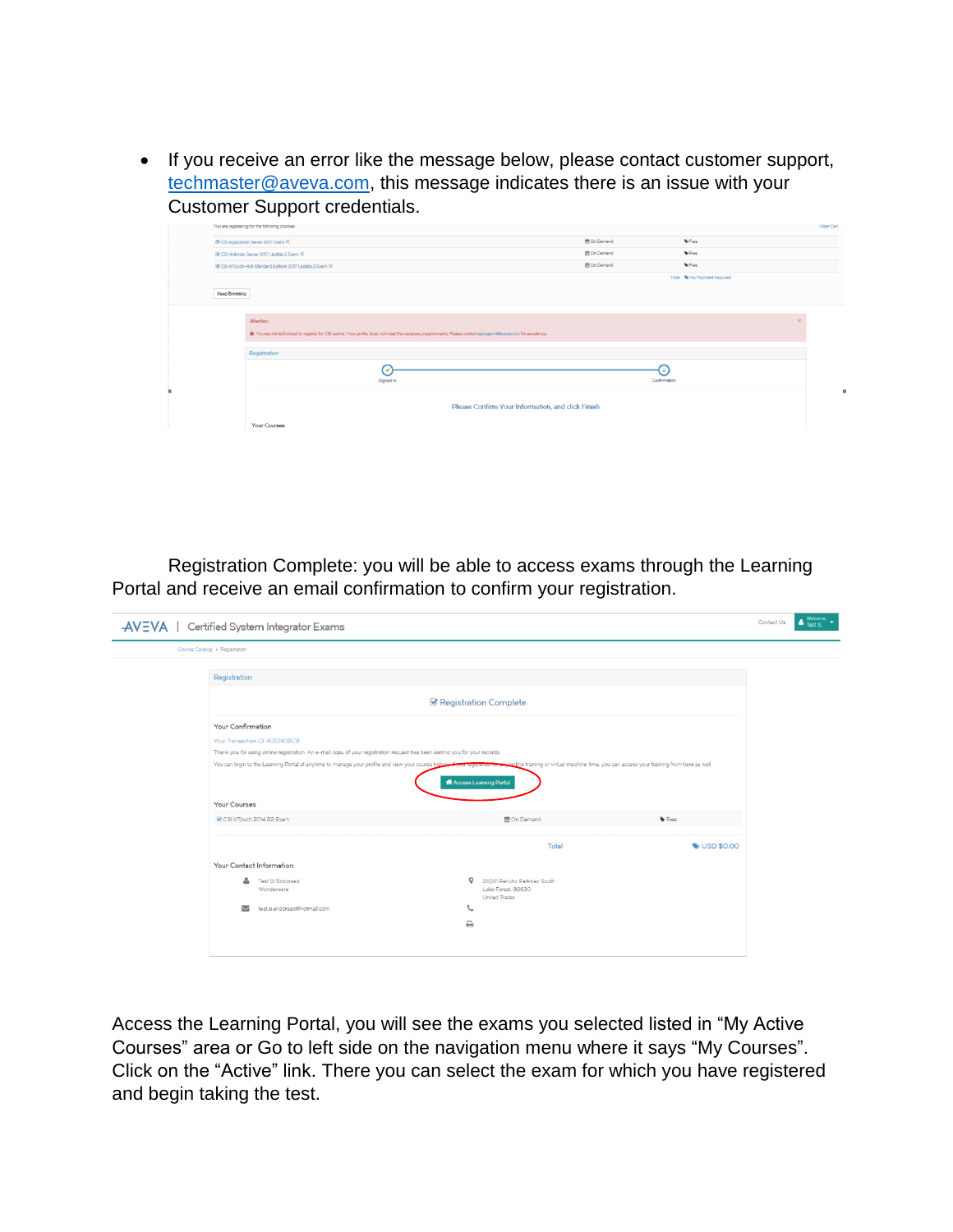- If you receive an error like the message below, please contact customer support, techmaster@aveva.com, this message indicates there is an issue with your Customer Support credentials.

Registration Complete: you will be able to access exams through the Learning Portal and receive an email confirmation to confirm your registration.

Access the Learning Portal, you will see the exams you selected listed in "My Active Courses" area or Go to left side on the navigation menu where it says "My Courses". Click on the "Active" link. There you can select the exam for which you have registered and begin taking the test.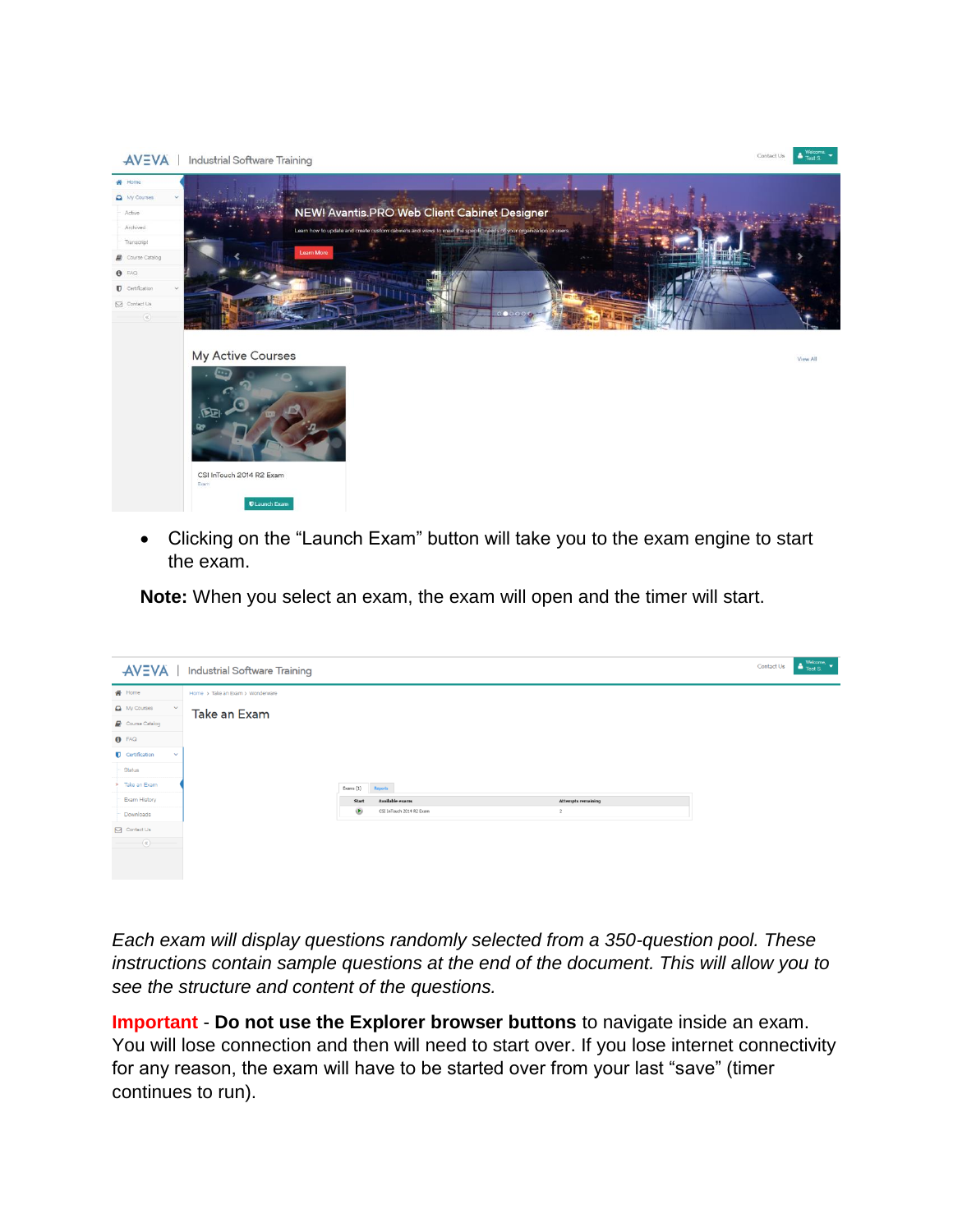- Clicking on the "Launch Exam" button will take you to the exam engine to start the exam.

**Note:** When you select an exam, the exam will open and the timer will start.

*Each exam will display questions randomly selected from a 350-question pool. These instructions contain sample questions at the end of the document. This will allow you to see the structure and content of the questions.*

**Important** - **Do not use the Explorer browser buttons** to navigate inside an exam. You will lose connection and then will need to start over. If you lose internet connectivity for any reason, the exam will have to be started over from your last "save" (timer continues to run).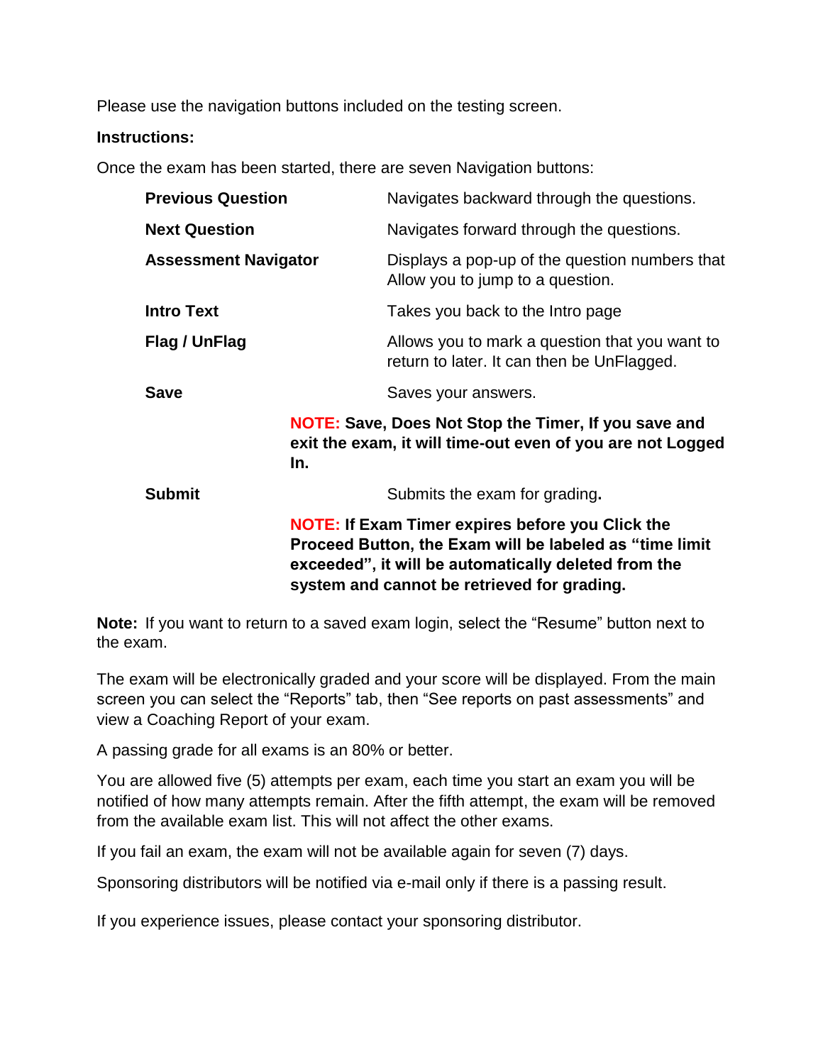Please use the navigation buttons included on the testing screen.

**Instructions:**

Once the exam has been started, there are seven Navigation buttons:

| | |
|---|---|
| **Previous Question** | Navigates backward through the questions. |
| **Next Question** | Navigates forward through the questions. |
| **Assessment Navigator** | Displays a pop-up of the question numbers that Allow you to jump to a question. |
| **Intro Text** | Takes you back to the Intro page |
| **Flag / UnFlag** | Allows you to mark a question that you want to return to later. It can then be UnFlagged. |
| **Save** | Saves your answers. |

**NOTE: Save, Does Not Stop the Timer, If you save and exit the exam, it will time-out even of you are not Logged In.**

| | |
|---|---|
| **Submit** | Submits the exam for grading**.** |

**NOTE: If Exam Timer expires before you Click the Proceed Button, the Exam will be labeled as "time limit exceeded", it will be automatically deleted from the system and cannot be retrieved for grading.**

**Note:** If you want to return to a saved exam login, select the "Resume" button next to the exam.

The exam will be electronically graded and your score will be displayed. From the main screen you can select the "Reports" tab, then "See reports on past assessments" and view a Coaching Report of your exam.

A passing grade for all exams is an 80% or better.

You are allowed five (5) attempts per exam, each time you start an exam you will be notified of how many attempts remain. After the fifth attempt, the exam will be removed from the available exam list. This will not affect the other exams.

If you fail an exam, the exam will not be available again for seven (7) days.

Sponsoring distributors will be notified via e-mail only if there is a passing result.

If you experience issues, please contact your sponsoring distributor.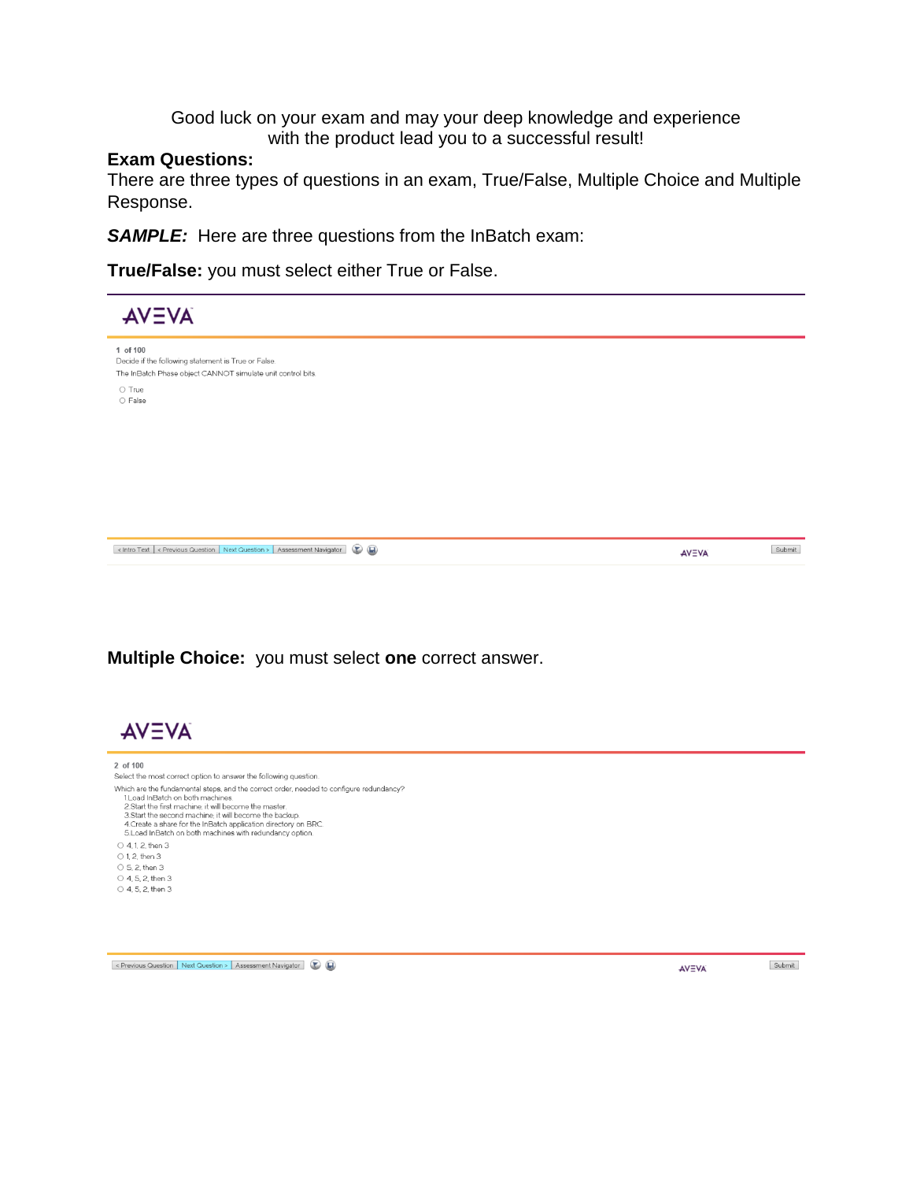Good luck on your exam and may your deep knowledge and experience with the product lead you to a successful result!

**Exam Questions:**

There are three types of questions in an exam, True/False, Multiple Choice and Multiple Response.

***SAMPLE:*** Here are three questions from the InBatch exam:

**True/False:** you must select either True or False.

AVEVA

1 of 100

Decide if the following statement is True or False.

The InBatch Phase object CANNOT simulate unit control bits.

- True
- False

< Intro Text | < Previous Question | Next Question > | Assessment Navigator | AVEVA | Submit

**Multiple Choice:** you must select **one** correct answer.

AVEVA

2 of 100

Select the most correct option to answer the following question.

Which are the fundamental steps, and the correct order, needed to configure redundancy?

1. Load InBatch on both machines.
2. Start the first machine; it will become the master.
3. Start the second machine; it will become the backup.
4. Create a share for the InBatch application directory on BRC.
5. Load InBatch on both machines with redundancy option.

- 4, 1, 2, then 3
- 1, 2, then 3
- 5, 2, then 3
- 4, 5, 2, then 3
- 4, 5, 2, then 3

< Previous Question | Next Question > | Assessment Navigator | AVEVA | Submit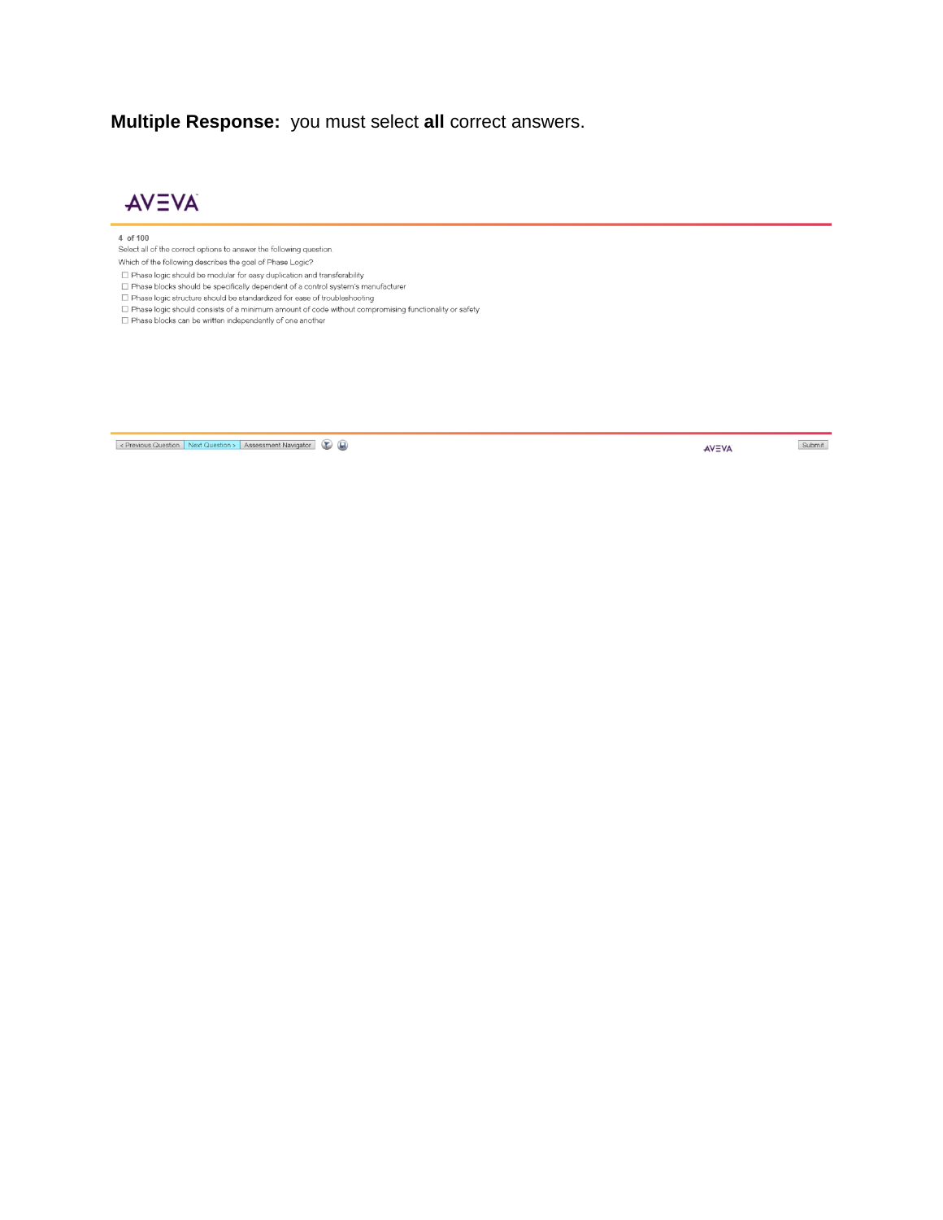**Multiple Response:** you must select **all** correct answers.

AVEVA

4 of 100

Select all of the correct options to answer the following question.

Which of the following describes the goal of Phase Logic?

- ☐ Phase logic should be modular for easy duplication and transferability
- ☐ Phase blocks should be specifically dependent of a control system's manufacturer
- ☐ Phase logic structure should be standardized for ease of troubleshooting
- ☐ Phase logic should consists of a minimum amount of code without compromising functionality or safety
- ☐ Phase blocks can be written independently of one another

< Previous Question | Next Question > | Assessment Navigator

AVEVA

Submit